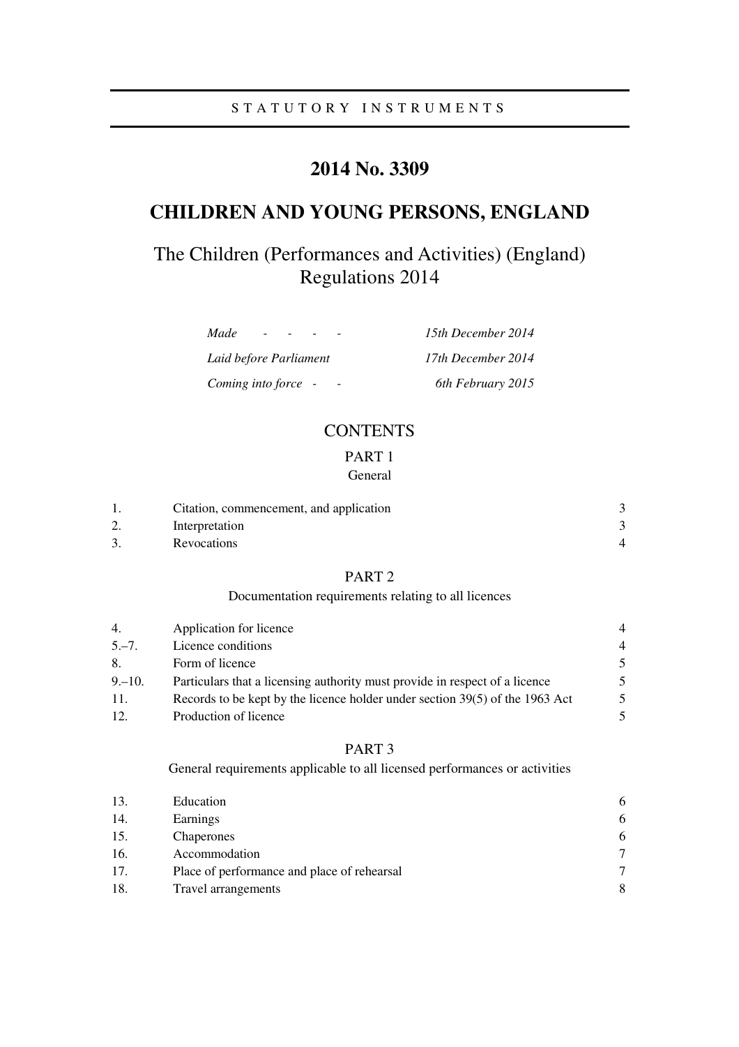STATUTORY INSTRUMENTS

# 2014 No. 3309

# CHILDREN AND YOUNG PERSONS, ENGLAND

## The Children (Performances and Activities) (England) Regulations 2014

| | |
|---|---|
| *Made* | *15th December 2014* |
| *Laid before Parliament* | *17th December 2014* |
| *Coming into force* | *6th February 2015* |

## CONTENTS

### PART 1
General

| | | |
|---|---|---|
| 1. | Citation, commencement, and application | 3 |
| 2. | Interpretation | 3 |
| 3. | Revocations | 4 |

### PART 2
Documentation requirements relating to all licences

| | | |
|---|---|---|
| 4. | Application for licence | 4 |
| 5.–7. | Licence conditions | 4 |
| 8. | Form of licence | 5 |
| 9.–10. | Particulars that a licensing authority must provide in respect of a licence | 5 |
| 11. | Records to be kept by the licence holder under section 39(5) of the 1963 Act | 5 |
| 12. | Production of licence | 5 |

### PART 3
General requirements applicable to all licensed performances or activities

| | | |
|---|---|---|
| 13. | Education | 6 |
| 14. | Earnings | 6 |
| 15. | Chaperones | 6 |
| 16. | Accommodation | 7 |
| 17. | Place of performance and place of rehearsal | 7 |
| 18. | Travel arrangements | 8 |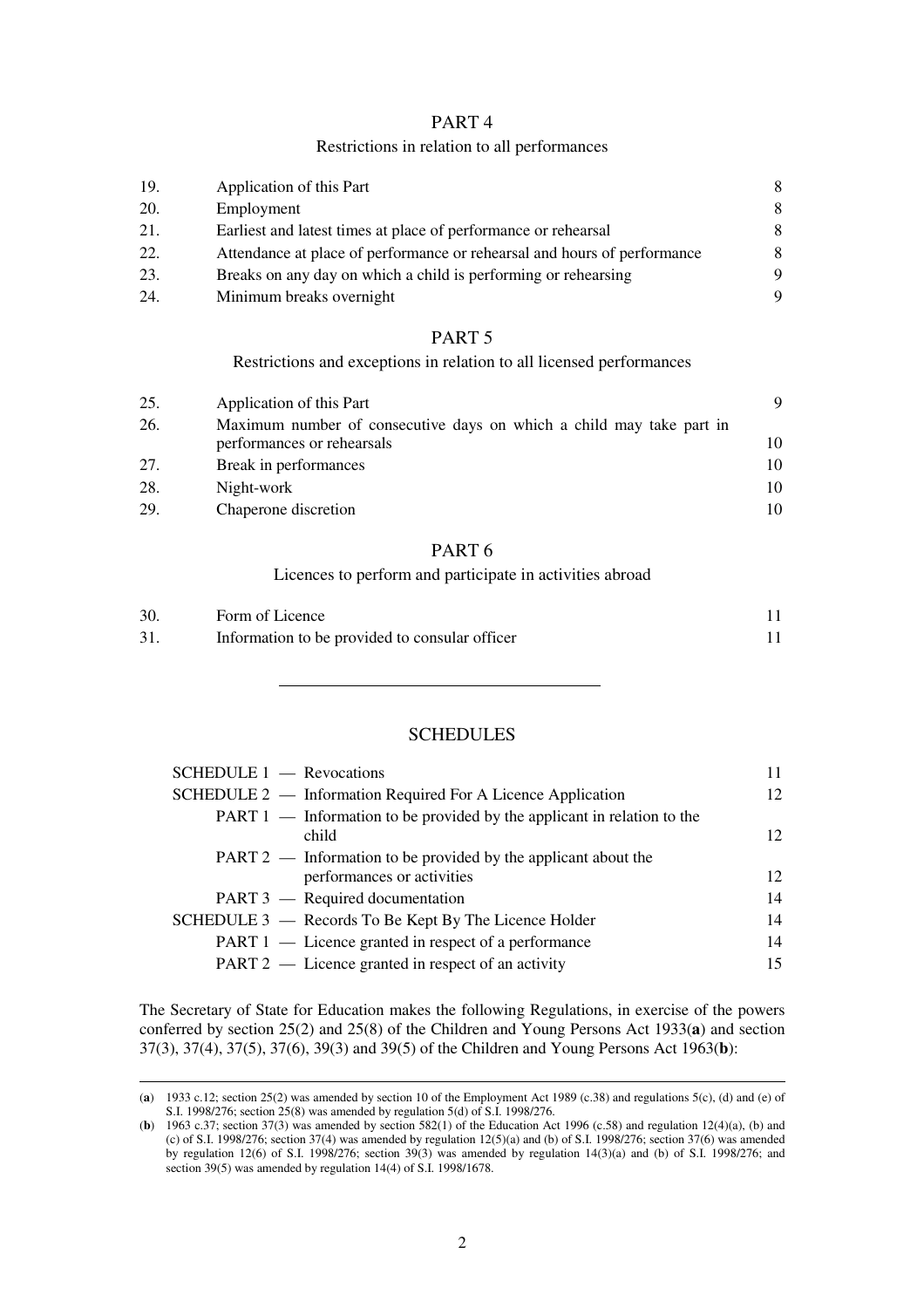## PART 4

Restrictions in relation to all performances

| | | |
|---|---|---|
| 19. | Application of this Part | 8 |
| 20. | Employment | 8 |
| 21. | Earliest and latest times at place of performance or rehearsal | 8 |
| 22. | Attendance at place of performance or rehearsal and hours of performance | 8 |
| 23. | Breaks on any day on which a child is performing or rehearsing | 9 |
| 24. | Minimum breaks overnight | 9 |

## PART 5

Restrictions and exceptions in relation to all licensed performances

| | | |
|---|---|---|
| 25. | Application of this Part | 9 |
| 26. | Maximum number of consecutive days on which a child may take part in performances or rehearsals | 10 |
| 27. | Break in performances | 10 |
| 28. | Night-work | 10 |
| 29. | Chaperone discretion | 10 |

## PART 6

Licences to perform and participate in activities abroad

| | | |
|---|---|---|
| 30. | Form of Licence | 11 |
| 31. | Information to be provided to consular officer | 11 |

---

## SCHEDULES

| | |
|---|---|
| SCHEDULE 1 — Revocations | 11 |
| SCHEDULE 2 — Information Required For A Licence Application | 12 |
| PART 1 — Information to be provided by the applicant in relation to the child | 12 |
| PART 2 — Information to be provided by the applicant about the performances or activities | 12 |
| PART 3 — Required documentation | 14 |
| SCHEDULE 3 — Records To Be Kept By The Licence Holder | 14 |
| PART 1 — Licence granted in respect of a performance | 14 |
| PART 2 — Licence granted in respect of an activity | 15 |

The Secretary of State for Education makes the following Regulations, in exercise of the powers conferred by section 25(2) and 25(8) of the Children and Young Persons Act 1933(**a**) and section 37(3), 37(4), 37(5), 37(6), 39(3) and 39(5) of the Children and Young Persons Act 1963(**b**):

---

(**a**) 1933 c.12; section 25(2) was amended by section 10 of the Employment Act 1989 (c.38) and regulations 5(c), (d) and (e) of S.I. 1998/276; section 25(8) was amended by regulation 5(d) of S.I. 1998/276.

(**b**) 1963 c.37; section 37(3) was amended by section 582(1) of the Education Act 1996 (c.58) and regulation 12(4)(a), (b) and (c) of S.I. 1998/276; section 37(4) was amended by regulation 12(5)(a) and (b) of S.I. 1998/276; section 37(6) was amended by regulation 12(6) of S.I. 1998/276; section 39(3) was amended by regulation 14(3)(a) and (b) of S.I. 1998/276; and section 39(5) was amended by regulation 14(4) of S.I. 1998/1678.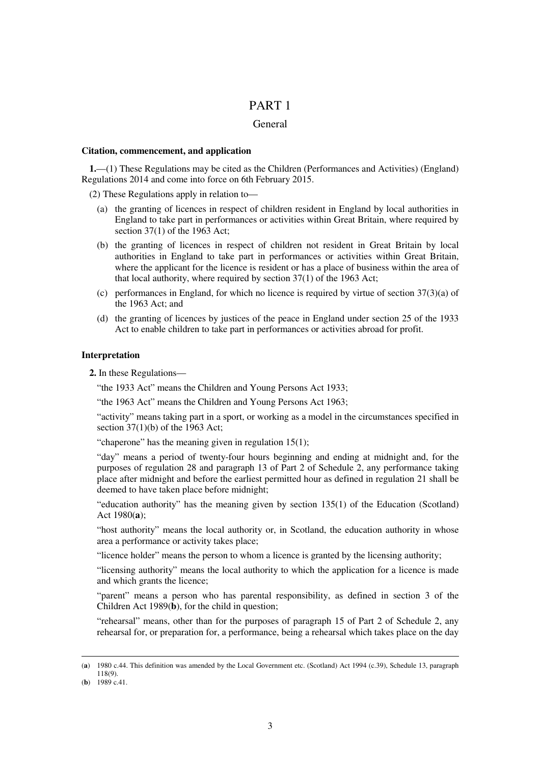# PART 1

## General

**Citation, commencement, and application**

**1.**—(1) These Regulations may be cited as the Children (Performances and Activities) (England) Regulations 2014 and come into force on 6th February 2015.

(2) These Regulations apply in relation to—

- (a) the granting of licences in respect of children resident in England by local authorities in England to take part in performances or activities within Great Britain, where required by section 37(1) of the 1963 Act;
- (b) the granting of licences in respect of children not resident in Great Britain by local authorities in England to take part in performances or activities within Great Britain, where the applicant for the licence is resident or has a place of business within the area of that local authority, where required by section 37(1) of the 1963 Act;
- (c) performances in England, for which no licence is required by virtue of section 37(3)(a) of the 1963 Act; and
- (d) the granting of licences by justices of the peace in England under section 25 of the 1933 Act to enable children to take part in performances or activities abroad for profit.

**Interpretation**

**2.** In these Regulations—

"the 1933 Act" means the Children and Young Persons Act 1933;

"the 1963 Act" means the Children and Young Persons Act 1963;

"activity" means taking part in a sport, or working as a model in the circumstances specified in section 37(1)(b) of the 1963 Act;

"chaperone" has the meaning given in regulation 15(1);

"day" means a period of twenty-four hours beginning and ending at midnight and, for the purposes of regulation 28 and paragraph 13 of Part 2 of Schedule 2, any performance taking place after midnight and before the earliest permitted hour as defined in regulation 21 shall be deemed to have taken place before midnight;

"education authority" has the meaning given by section 135(1) of the Education (Scotland) Act 1980(**a**);

"host authority" means the local authority or, in Scotland, the education authority in whose area a performance or activity takes place;

"licence holder" means the person to whom a licence is granted by the licensing authority;

"licensing authority" means the local authority to which the application for a licence is made and which grants the licence;

"parent" means a person who has parental responsibility, as defined in section 3 of the Children Act 1989(**b**), for the child in question;

"rehearsal" means, other than for the purposes of paragraph 15 of Part 2 of Schedule 2, any rehearsal for, or preparation for, a performance, being a rehearsal which takes place on the day

---

(**a**) 1980 c.44. This definition was amended by the Local Government etc. (Scotland) Act 1994 (c.39), Schedule 13, paragraph 118(9).

(**b**) 1989 c.41.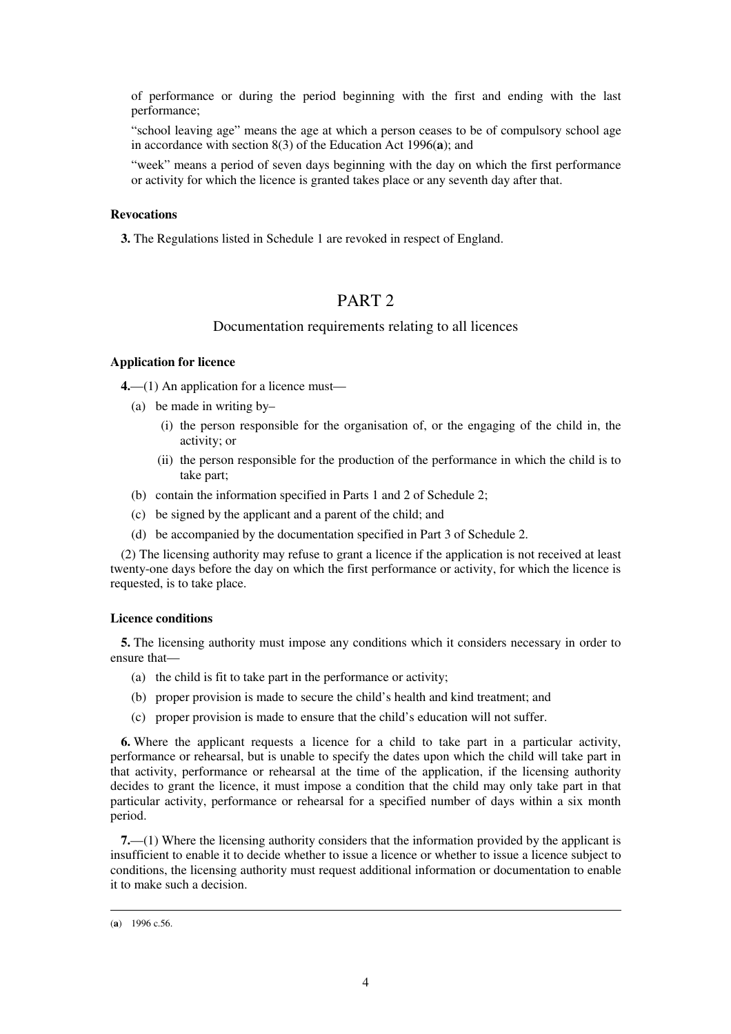of performance or during the period beginning with the first and ending with the last performance;

"school leaving age" means the age at which a person ceases to be of compulsory school age in accordance with section 8(3) of the Education Act 1996(**a**); and

"week" means a period of seven days beginning with the day on which the first performance or activity for which the licence is granted takes place or any seventh day after that.

**Revocations**

**3.** The Regulations listed in Schedule 1 are revoked in respect of England.

## PART 2

### Documentation requirements relating to all licences

**Application for licence**

**4.**—(1) An application for a licence must—

(a) be made in writing by–

(i) the person responsible for the organisation of, or the engaging of the child in, the activity; or

(ii) the person responsible for the production of the performance in which the child is to take part;

(b) contain the information specified in Parts 1 and 2 of Schedule 2;

(c) be signed by the applicant and a parent of the child; and

(d) be accompanied by the documentation specified in Part 3 of Schedule 2.

(2) The licensing authority may refuse to grant a licence if the application is not received at least twenty-one days before the day on which the first performance or activity, for which the licence is requested, is to take place.

**Licence conditions**

**5.** The licensing authority must impose any conditions which it considers necessary in order to ensure that—

(a) the child is fit to take part in the performance or activity;

(b) proper provision is made to secure the child's health and kind treatment; and

(c) proper provision is made to ensure that the child's education will not suffer.

**6.** Where the applicant requests a licence for a child to take part in a particular activity, performance or rehearsal, but is unable to specify the dates upon which the child will take part in that activity, performance or rehearsal at the time of the application, if the licensing authority decides to grant the licence, it must impose a condition that the child may only take part in that particular activity, performance or rehearsal for a specified number of days within a six month period.

**7.**—(1) Where the licensing authority considers that the information provided by the applicant is insufficient to enable it to decide whether to issue a licence or whether to issue a licence subject to conditions, the licensing authority must request additional information or documentation to enable it to make such a decision.

(**a**) 1996 c.56.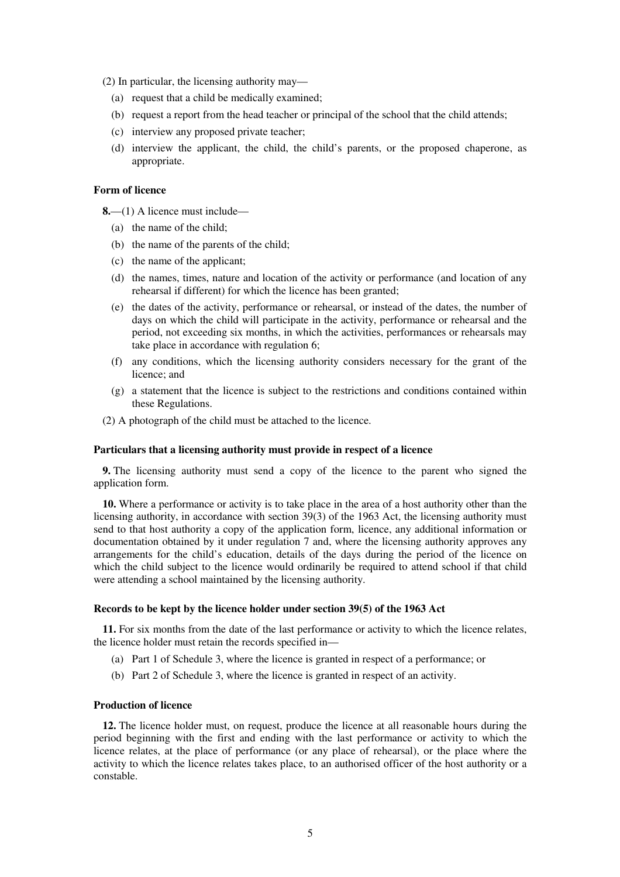(2) In particular, the licensing authority may—

- (a) request that a child be medically examined;
- (b) request a report from the head teacher or principal of the school that the child attends;
- (c) interview any proposed private teacher;
- (d) interview the applicant, the child, the child's parents, or the proposed chaperone, as appropriate.

**Form of licence**

**8.**—(1) A licence must include—

- (a) the name of the child;
- (b) the name of the parents of the child;
- (c) the name of the applicant;
- (d) the names, times, nature and location of the activity or performance (and location of any rehearsal if different) for which the licence has been granted;
- (e) the dates of the activity, performance or rehearsal, or instead of the dates, the number of days on which the child will participate in the activity, performance or rehearsal and the period, not exceeding six months, in which the activities, performances or rehearsals may take place in accordance with regulation 6;
- (f) any conditions, which the licensing authority considers necessary for the grant of the licence; and
- (g) a statement that the licence is subject to the restrictions and conditions contained within these Regulations.

(2) A photograph of the child must be attached to the licence.

**Particulars that a licensing authority must provide in respect of a licence**

**9.** The licensing authority must send a copy of the licence to the parent who signed the application form.

**10.** Where a performance or activity is to take place in the area of a host authority other than the licensing authority, in accordance with section 39(3) of the 1963 Act, the licensing authority must send to that host authority a copy of the application form, licence, any additional information or documentation obtained by it under regulation 7 and, where the licensing authority approves any arrangements for the child's education, details of the days during the period of the licence on which the child subject to the licence would ordinarily be required to attend school if that child were attending a school maintained by the licensing authority.

**Records to be kept by the licence holder under section 39(5) of the 1963 Act**

**11.** For six months from the date of the last performance or activity to which the licence relates, the licence holder must retain the records specified in—

- (a) Part 1 of Schedule 3, where the licence is granted in respect of a performance; or
- (b) Part 2 of Schedule 3, where the licence is granted in respect of an activity.

**Production of licence**

**12.** The licence holder must, on request, produce the licence at all reasonable hours during the period beginning with the first and ending with the last performance or activity to which the licence relates, at the place of performance (or any place of rehearsal), or the place where the activity to which the licence relates takes place, to an authorised officer of the host authority or a constable.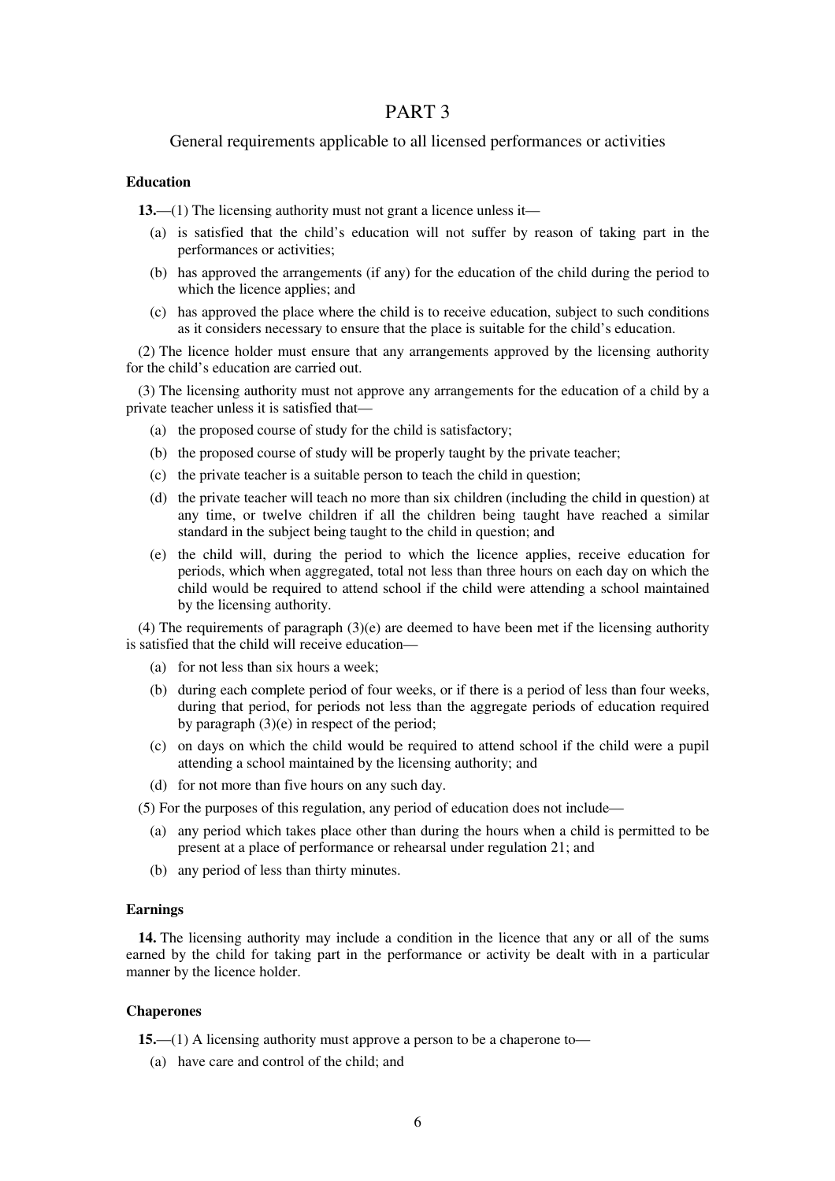# PART 3

## General requirements applicable to all licensed performances or activities

### Education

**13.**—(1) The licensing authority must not grant a licence unless it—

- (a) is satisfied that the child's education will not suffer by reason of taking part in the performances or activities;
- (b) has approved the arrangements (if any) for the education of the child during the period to which the licence applies; and
- (c) has approved the place where the child is to receive education, subject to such conditions as it considers necessary to ensure that the place is suitable for the child's education.

(2) The licence holder must ensure that any arrangements approved by the licensing authority for the child's education are carried out.

(3) The licensing authority must not approve any arrangements for the education of a child by a private teacher unless it is satisfied that—

- (a) the proposed course of study for the child is satisfactory;
- (b) the proposed course of study will be properly taught by the private teacher;
- (c) the private teacher is a suitable person to teach the child in question;
- (d) the private teacher will teach no more than six children (including the child in question) at any time, or twelve children if all the children being taught have reached a similar standard in the subject being taught to the child in question; and
- (e) the child will, during the period to which the licence applies, receive education for periods, which when aggregated, total not less than three hours on each day on which the child would be required to attend school if the child were attending a school maintained by the licensing authority.

(4) The requirements of paragraph (3)(e) are deemed to have been met if the licensing authority is satisfied that the child will receive education—

- (a) for not less than six hours a week;
- (b) during each complete period of four weeks, or if there is a period of less than four weeks, during that period, for periods not less than the aggregate periods of education required by paragraph (3)(e) in respect of the period;
- (c) on days on which the child would be required to attend school if the child were a pupil attending a school maintained by the licensing authority; and
- (d) for not more than five hours on any such day.

(5) For the purposes of this regulation, any period of education does not include—

- (a) any period which takes place other than during the hours when a child is permitted to be present at a place of performance or rehearsal under regulation 21; and
- (b) any period of less than thirty minutes.

### Earnings

**14.** The licensing authority may include a condition in the licence that any or all of the sums earned by the child for taking part in the performance or activity be dealt with in a particular manner by the licence holder.

### Chaperones

**15.**—(1) A licensing authority must approve a person to be a chaperone to—

- (a) have care and control of the child; and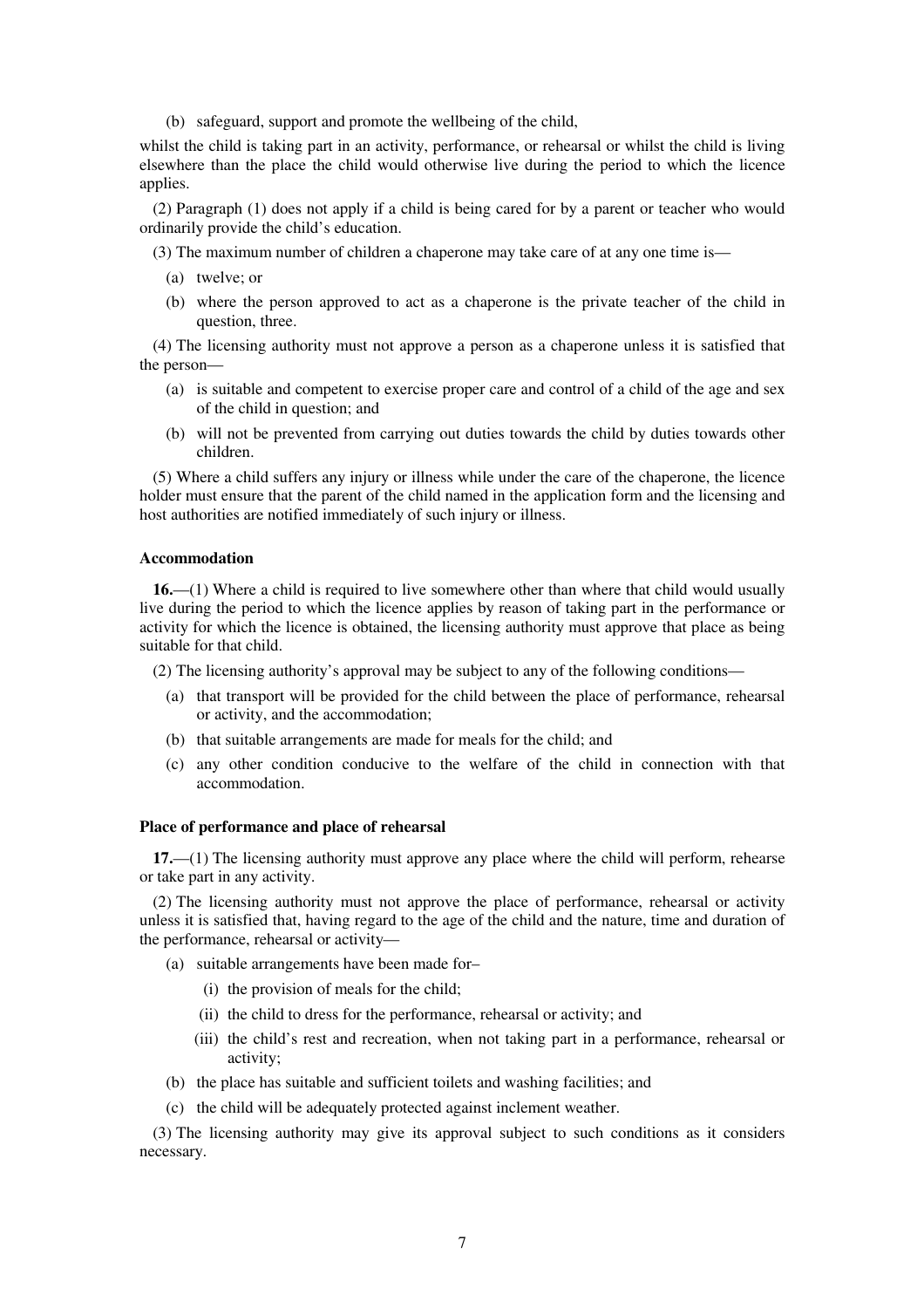(b) safeguard, support and promote the wellbeing of the child,

whilst the child is taking part in an activity, performance, or rehearsal or whilst the child is living elsewhere than the place the child would otherwise live during the period to which the licence applies.

(2) Paragraph (1) does not apply if a child is being cared for by a parent or teacher who would ordinarily provide the child's education.

(3) The maximum number of children a chaperone may take care of at any one time is—

(a) twelve; or

(b) where the person approved to act as a chaperone is the private teacher of the child in question, three.

(4) The licensing authority must not approve a person as a chaperone unless it is satisfied that the person—

(a) is suitable and competent to exercise proper care and control of a child of the age and sex of the child in question; and

(b) will not be prevented from carrying out duties towards the child by duties towards other children.

(5) Where a child suffers any injury or illness while under the care of the chaperone, the licence holder must ensure that the parent of the child named in the application form and the licensing and host authorities are notified immediately of such injury or illness.

**Accommodation**

**16.**—(1) Where a child is required to live somewhere other than where that child would usually live during the period to which the licence applies by reason of taking part in the performance or activity for which the licence is obtained, the licensing authority must approve that place as being suitable for that child.

(2) The licensing authority's approval may be subject to any of the following conditions—

(a) that transport will be provided for the child between the place of performance, rehearsal or activity, and the accommodation;

(b) that suitable arrangements are made for meals for the child; and

(c) any other condition conducive to the welfare of the child in connection with that accommodation.

**Place of performance and place of rehearsal**

**17.**—(1) The licensing authority must approve any place where the child will perform, rehearse or take part in any activity.

(2) The licensing authority must not approve the place of performance, rehearsal or activity unless it is satisfied that, having regard to the age of the child and the nature, time and duration of the performance, rehearsal or activity—

(a) suitable arrangements have been made for–

(i) the provision of meals for the child;

(ii) the child to dress for the performance, rehearsal or activity; and

(iii) the child's rest and recreation, when not taking part in a performance, rehearsal or activity;

(b) the place has suitable and sufficient toilets and washing facilities; and

(c) the child will be adequately protected against inclement weather.

(3) The licensing authority may give its approval subject to such conditions as it considers necessary.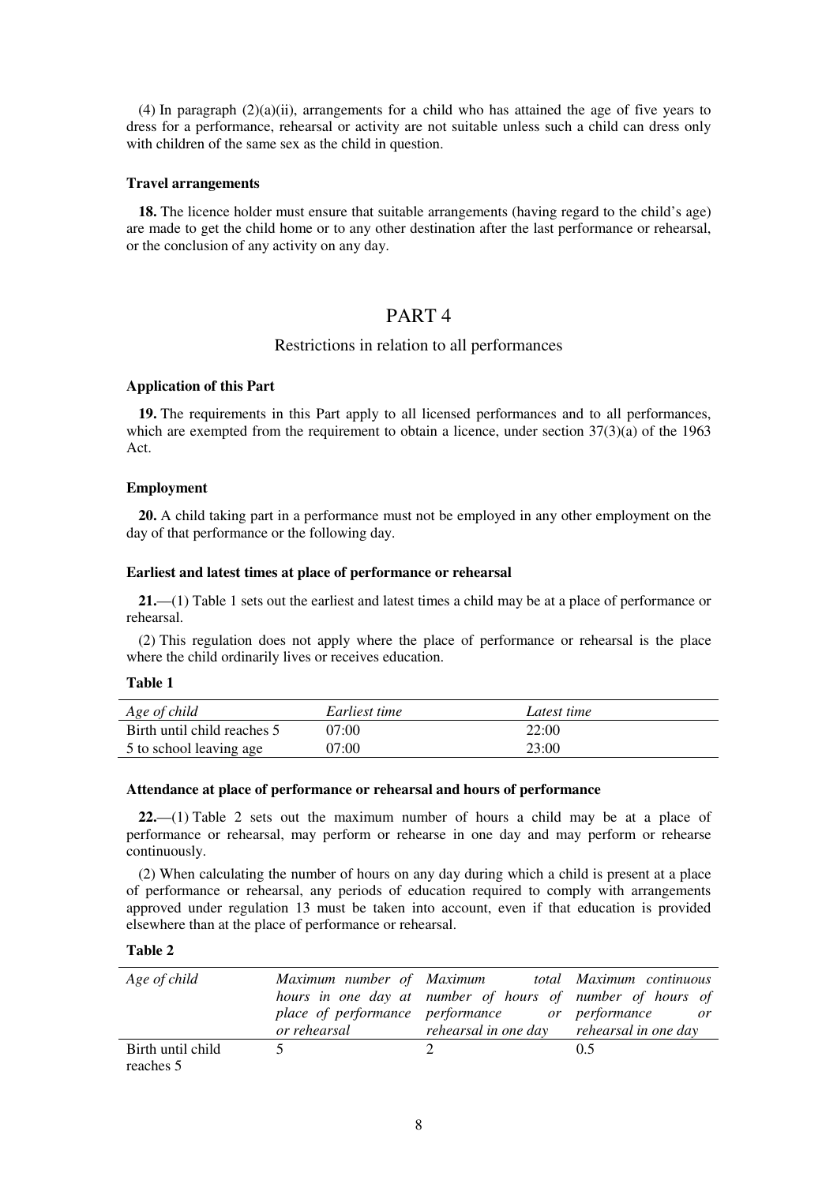(4) In paragraph (2)(a)(ii), arrangements for a child who has attained the age of five years to dress for a performance, rehearsal or activity are not suitable unless such a child can dress only with children of the same sex as the child in question.

**Travel arrangements**

**18.** The licence holder must ensure that suitable arrangements (having regard to the child's age) are made to get the child home or to any other destination after the last performance or rehearsal, or the conclusion of any activity on any day.

## PART 4

### Restrictions in relation to all performances

**Application of this Part**

**19.** The requirements in this Part apply to all licensed performances and to all performances, which are exempted from the requirement to obtain a licence, under section 37(3)(a) of the 1963 Act.

**Employment**

**20.** A child taking part in a performance must not be employed in any other employment on the day of that performance or the following day.

**Earliest and latest times at place of performance or rehearsal**

**21.**—(1) Table 1 sets out the earliest and latest times a child may be at a place of performance or rehearsal.

(2) This regulation does not apply where the place of performance or rehearsal is the place where the child ordinarily lives or receives education.

**Table 1**

| *Age of child* | *Earliest time* | *Latest time* |
|---|---|---|
| Birth until child reaches 5 | 07:00 | 22:00 |
| 5 to school leaving age | 07:00 | 23:00 |

**Attendance at place of performance or rehearsal and hours of performance**

**22.**—(1) Table 2 sets out the maximum number of hours a child may be at a place of performance or rehearsal, may perform or rehearse in one day and may perform or rehearse continuously.

(2) When calculating the number of hours on any day during which a child is present at a place of performance or rehearsal, any periods of education required to comply with arrangements approved under regulation 13 must be taken into account, even if that education is provided elsewhere than at the place of performance or rehearsal.

**Table 2**

| *Age of child* | *Maximum number of hours in one day at place of performance or rehearsal* | *Maximum total number of hours of performance or rehearsal in one day* | *Maximum continuous number of hours of performance or rehearsal in one day* |
|---|---|---|---|
| Birth until child reaches 5 | 5 | 2 | 0.5 |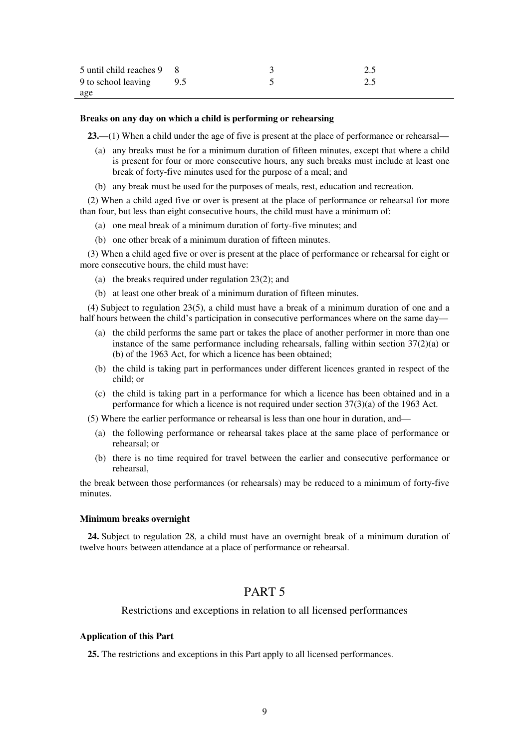| | | | |
|---|---|---|---|
| 5 until child reaches 9 | 8 | 3 | 2.5 |
| 9 to school leaving age | 9.5 | 5 | 2.5 |

**Breaks on any day on which a child is performing or rehearsing**

**23.**—(1) When a child under the age of five is present at the place of performance or rehearsal—

(a) any breaks must be for a minimum duration of fifteen minutes, except that where a child is present for four or more consecutive hours, any such breaks must include at least one break of forty-five minutes used for the purpose of a meal; and

(b) any break must be used for the purposes of meals, rest, education and recreation.

(2) When a child aged five or over is present at the place of performance or rehearsal for more than four, but less than eight consecutive hours, the child must have a minimum of:

(a) one meal break of a minimum duration of forty-five minutes; and

(b) one other break of a minimum duration of fifteen minutes.

(3) When a child aged five or over is present at the place of performance or rehearsal for eight or more consecutive hours, the child must have:

(a) the breaks required under regulation 23(2); and

(b) at least one other break of a minimum duration of fifteen minutes.

(4) Subject to regulation 23(5), a child must have a break of a minimum duration of one and a half hours between the child's participation in consecutive performances where on the same day—

(a) the child performs the same part or takes the place of another performer in more than one instance of the same performance including rehearsals, falling within section 37(2)(a) or (b) of the 1963 Act, for which a licence has been obtained;

(b) the child is taking part in performances under different licences granted in respect of the child; or

(c) the child is taking part in a performance for which a licence has been obtained and in a performance for which a licence is not required under section 37(3)(a) of the 1963 Act.

(5) Where the earlier performance or rehearsal is less than one hour in duration, and—

(a) the following performance or rehearsal takes place at the same place of performance or rehearsal; or

(b) there is no time required for travel between the earlier and consecutive performance or rehearsal,

the break between those performances (or rehearsals) may be reduced to a minimum of forty-five minutes.

**Minimum breaks overnight**

**24.** Subject to regulation 28, a child must have an overnight break of a minimum duration of twelve hours between attendance at a place of performance or rehearsal.

# PART 5

## Restrictions and exceptions in relation to all licensed performances

**Application of this Part**

**25.** The restrictions and exceptions in this Part apply to all licensed performances.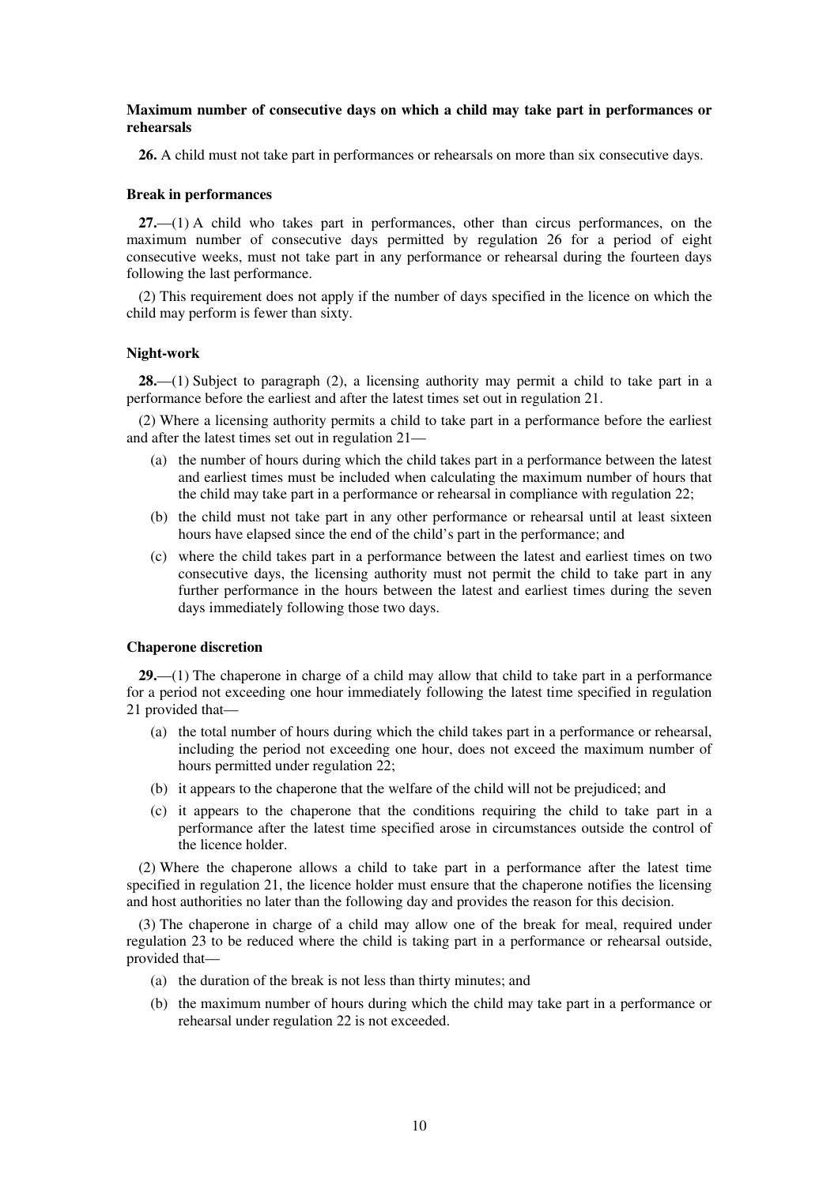**Maximum number of consecutive days on which a child may take part in performances or rehearsals**

**26.** A child must not take part in performances or rehearsals on more than six consecutive days.

**Break in performances**

**27.**—(1) A child who takes part in performances, other than circus performances, on the maximum number of consecutive days permitted by regulation 26 for a period of eight consecutive weeks, must not take part in any performance or rehearsal during the fourteen days following the last performance.

(2) This requirement does not apply if the number of days specified in the licence on which the child may perform is fewer than sixty.

**Night-work**

**28.**—(1) Subject to paragraph (2), a licensing authority may permit a child to take part in a performance before the earliest and after the latest times set out in regulation 21.

(2) Where a licensing authority permits a child to take part in a performance before the earliest and after the latest times set out in regulation 21—

- (a) the number of hours during which the child takes part in a performance between the latest and earliest times must be included when calculating the maximum number of hours that the child may take part in a performance or rehearsal in compliance with regulation 22;
- (b) the child must not take part in any other performance or rehearsal until at least sixteen hours have elapsed since the end of the child's part in the performance; and
- (c) where the child takes part in a performance between the latest and earliest times on two consecutive days, the licensing authority must not permit the child to take part in any further performance in the hours between the latest and earliest times during the seven days immediately following those two days.

**Chaperone discretion**

**29.**—(1) The chaperone in charge of a child may allow that child to take part in a performance for a period not exceeding one hour immediately following the latest time specified in regulation 21 provided that—

- (a) the total number of hours during which the child takes part in a performance or rehearsal, including the period not exceeding one hour, does not exceed the maximum number of hours permitted under regulation 22;
- (b) it appears to the chaperone that the welfare of the child will not be prejudiced; and
- (c) it appears to the chaperone that the conditions requiring the child to take part in a performance after the latest time specified arose in circumstances outside the control of the licence holder.

(2) Where the chaperone allows a child to take part in a performance after the latest time specified in regulation 21, the licence holder must ensure that the chaperone notifies the licensing and host authorities no later than the following day and provides the reason for this decision.

(3) The chaperone in charge of a child may allow one of the break for meal, required under regulation 23 to be reduced where the child is taking part in a performance or rehearsal outside, provided that—

- (a) the duration of the break is not less than thirty minutes; and
- (b) the maximum number of hours during which the child may take part in a performance or rehearsal under regulation 22 is not exceeded.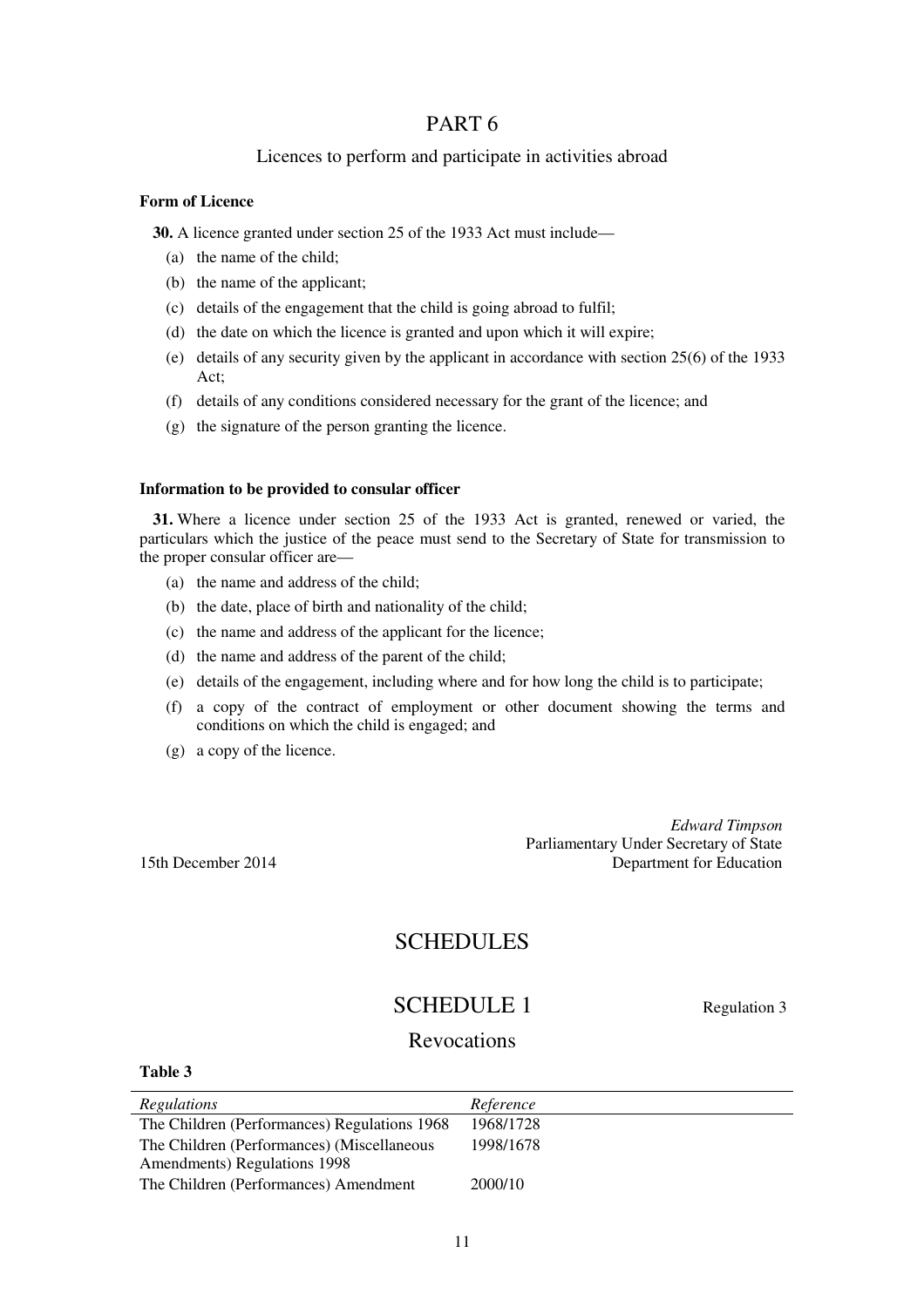# PART 6

## Licences to perform and participate in activities abroad

**Form of Licence**

**30.** A licence granted under section 25 of the 1933 Act must include—

(a) the name of the child;

(b) the name of the applicant;

(c) details of the engagement that the child is going abroad to fulfil;

(d) the date on which the licence is granted and upon which it will expire;

(e) details of any security given by the applicant in accordance with section 25(6) of the 1933 Act;

(f) details of any conditions considered necessary for the grant of the licence; and

(g) the signature of the person granting the licence.

**Information to be provided to consular officer**

**31.** Where a licence under section 25 of the 1933 Act is granted, renewed or varied, the particulars which the justice of the peace must send to the Secretary of State for transmission to the proper consular officer are—

(a) the name and address of the child;

(b) the date, place of birth and nationality of the child;

(c) the name and address of the applicant for the licence;

(d) the name and address of the parent of the child;

(e) details of the engagement, including where and for how long the child is to participate;

(f) a copy of the contract of employment or other document showing the terms and conditions on which the child is engaged; and

(g) a copy of the licence.

*Edward Timpson*
Parliamentary Under Secretary of State
Department for Education

15th December 2014

# SCHEDULES

## SCHEDULE 1

Regulation 3

### Revocations

**Table 3**

| *Regulations* | *Reference* |
|---|---|
| The Children (Performances) Regulations 1968 | 1968/1728 |
| The Children (Performances) (Miscellaneous Amendments) Regulations 1998 | 1998/1678 |
| The Children (Performances) Amendment | 2000/10 |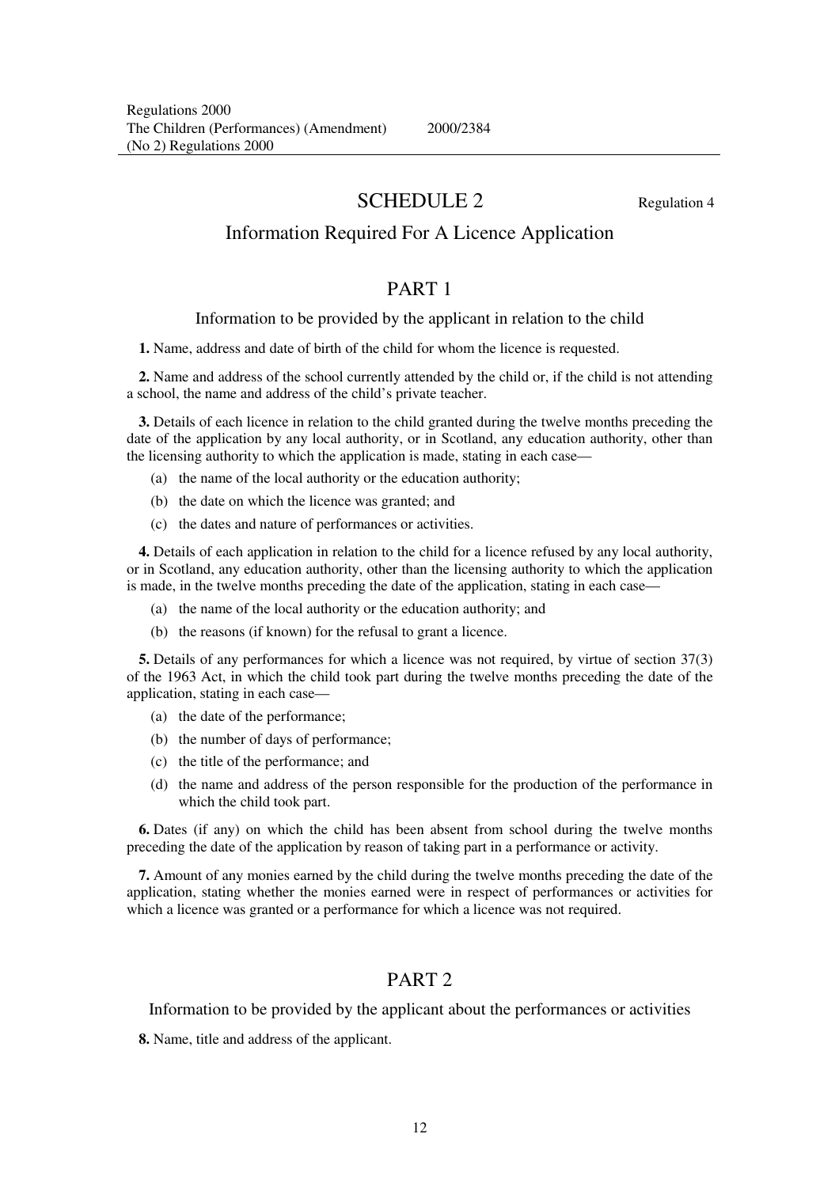# SCHEDULE 2

Regulation 4

## Information Required For A Licence Application

### PART 1

#### Information to be provided by the applicant in relation to the child

**1.** Name, address and date of birth of the child for whom the licence is requested.

**2.** Name and address of the school currently attended by the child or, if the child is not attending a school, the name and address of the child's private teacher.

**3.** Details of each licence in relation to the child granted during the twelve months preceding the date of the application by any local authority, or in Scotland, any education authority, other than the licensing authority to which the application is made, stating in each case—

- (a) the name of the local authority or the education authority;
- (b) the date on which the licence was granted; and
- (c) the dates and nature of performances or activities.

**4.** Details of each application in relation to the child for a licence refused by any local authority, or in Scotland, any education authority, other than the licensing authority to which the application is made, in the twelve months preceding the date of the application, stating in each case—

- (a) the name of the local authority or the education authority; and
- (b) the reasons (if known) for the refusal to grant a licence.

**5.** Details of any performances for which a licence was not required, by virtue of section 37(3) of the 1963 Act, in which the child took part during the twelve months preceding the date of the application, stating in each case—

- (a) the date of the performance;
- (b) the number of days of performance;
- (c) the title of the performance; and
- (d) the name and address of the person responsible for the production of the performance in which the child took part.

**6.** Dates (if any) on which the child has been absent from school during the twelve months preceding the date of the application by reason of taking part in a performance or activity.

**7.** Amount of any monies earned by the child during the twelve months preceding the date of the application, stating whether the monies earned were in respect of performances or activities for which a licence was granted or a performance for which a licence was not required.

### PART 2

#### Information to be provided by the applicant about the performances or activities

**8.** Name, title and address of the applicant.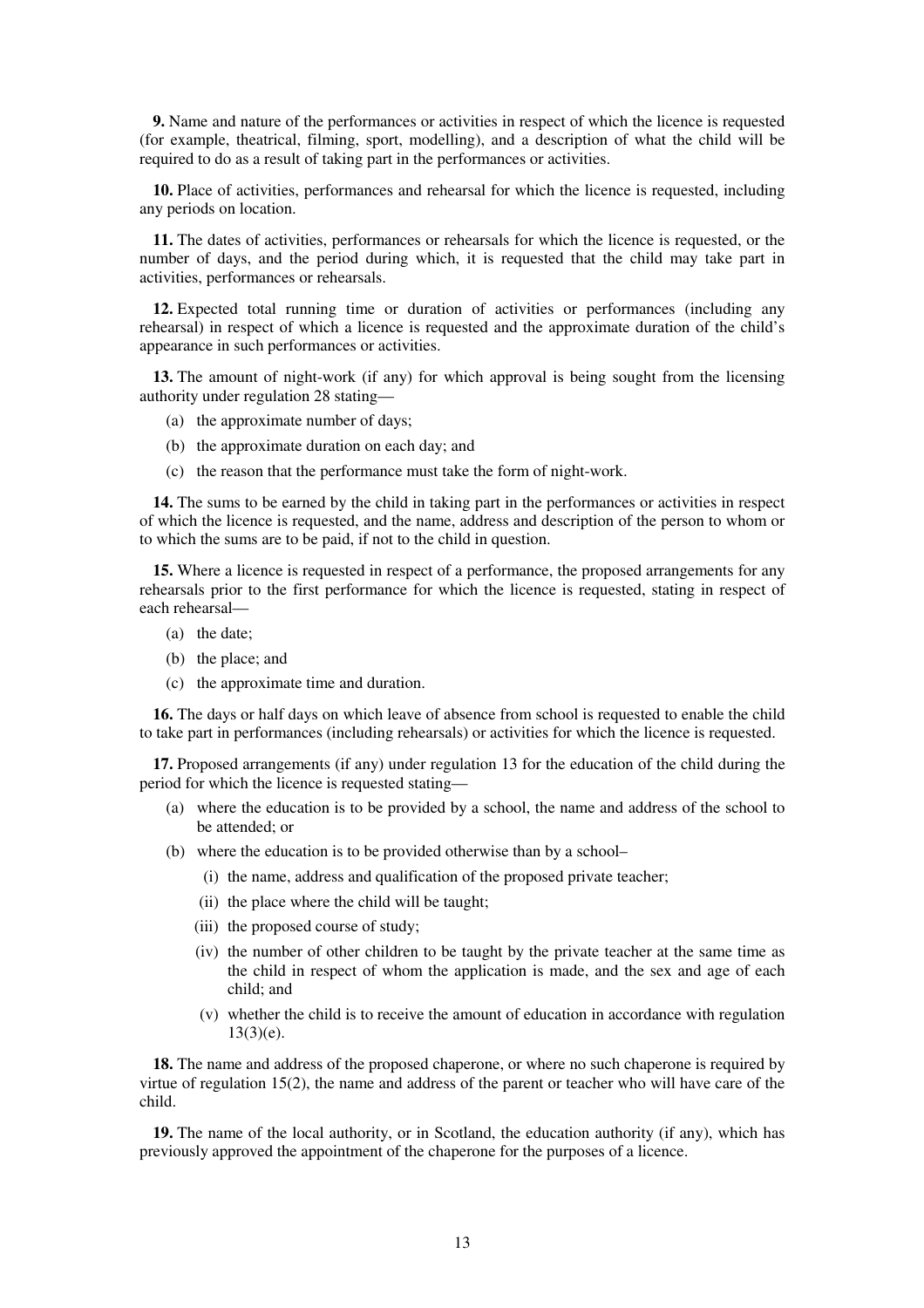**9.** Name and nature of the performances or activities in respect of which the licence is requested (for example, theatrical, filming, sport, modelling), and a description of what the child will be required to do as a result of taking part in the performances or activities.

**10.** Place of activities, performances and rehearsal for which the licence is requested, including any periods on location.

**11.** The dates of activities, performances or rehearsals for which the licence is requested, or the number of days, and the period during which, it is requested that the child may take part in activities, performances or rehearsals.

**12.** Expected total running time or duration of activities or performances (including any rehearsal) in respect of which a licence is requested and the approximate duration of the child's appearance in such performances or activities.

**13.** The amount of night-work (if any) for which approval is being sought from the licensing authority under regulation 28 stating—

(a) the approximate number of days;

(b) the approximate duration on each day; and

(c) the reason that the performance must take the form of night-work.

**14.** The sums to be earned by the child in taking part in the performances or activities in respect of which the licence is requested, and the name, address and description of the person to whom or to which the sums are to be paid, if not to the child in question.

**15.** Where a licence is requested in respect of a performance, the proposed arrangements for any rehearsals prior to the first performance for which the licence is requested, stating in respect of each rehearsal—

(a) the date;

(b) the place; and

(c) the approximate time and duration.

**16.** The days or half days on which leave of absence from school is requested to enable the child to take part in performances (including rehearsals) or activities for which the licence is requested.

**17.** Proposed arrangements (if any) under regulation 13 for the education of the child during the period for which the licence is requested stating—

(a) where the education is to be provided by a school, the name and address of the school to be attended; or

(b) where the education is to be provided otherwise than by a school–

(i) the name, address and qualification of the proposed private teacher;

(ii) the place where the child will be taught;

(iii) the proposed course of study;

(iv) the number of other children to be taught by the private teacher at the same time as the child in respect of whom the application is made, and the sex and age of each child; and

(v) whether the child is to receive the amount of education in accordance with regulation 13(3)(e).

**18.** The name and address of the proposed chaperone, or where no such chaperone is required by virtue of regulation 15(2), the name and address of the parent or teacher who will have care of the child.

**19.** The name of the local authority, or in Scotland, the education authority (if any), which has previously approved the appointment of the chaperone for the purposes of a licence.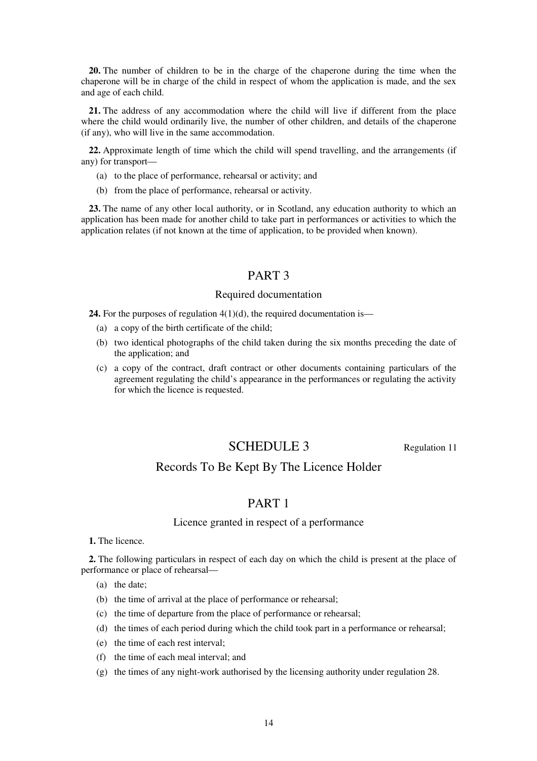**20.** The number of children to be in the charge of the chaperone during the time when the chaperone will be in charge of the child in respect of whom the application is made, and the sex and age of each child.

**21.** The address of any accommodation where the child will live if different from the place where the child would ordinarily live, the number of other children, and details of the chaperone (if any), who will live in the same accommodation.

**22.** Approximate length of time which the child will spend travelling, and the arrangements (if any) for transport—

(a) to the place of performance, rehearsal or activity; and

(b) from the place of performance, rehearsal or activity.

**23.** The name of any other local authority, or in Scotland, any education authority to which an application has been made for another child to take part in performances or activities to which the application relates (if not known at the time of application, to be provided when known).

## PART 3

### Required documentation

**24.** For the purposes of regulation 4(1)(d), the required documentation is—

(a) a copy of the birth certificate of the child;

(b) two identical photographs of the child taken during the six months preceding the date of the application; and

(c) a copy of the contract, draft contract or other documents containing particulars of the agreement regulating the child's appearance in the performances or regulating the activity for which the licence is requested.

# SCHEDULE 3

Regulation 11

## Records To Be Kept By The Licence Holder

## PART 1

### Licence granted in respect of a performance

**1.** The licence.

**2.** The following particulars in respect of each day on which the child is present at the place of performance or place of rehearsal—

(a) the date;

(b) the time of arrival at the place of performance or rehearsal;

(c) the time of departure from the place of performance or rehearsal;

(d) the times of each period during which the child took part in a performance or rehearsal;

(e) the time of each rest interval;

(f) the time of each meal interval; and

(g) the times of any night-work authorised by the licensing authority under regulation 28.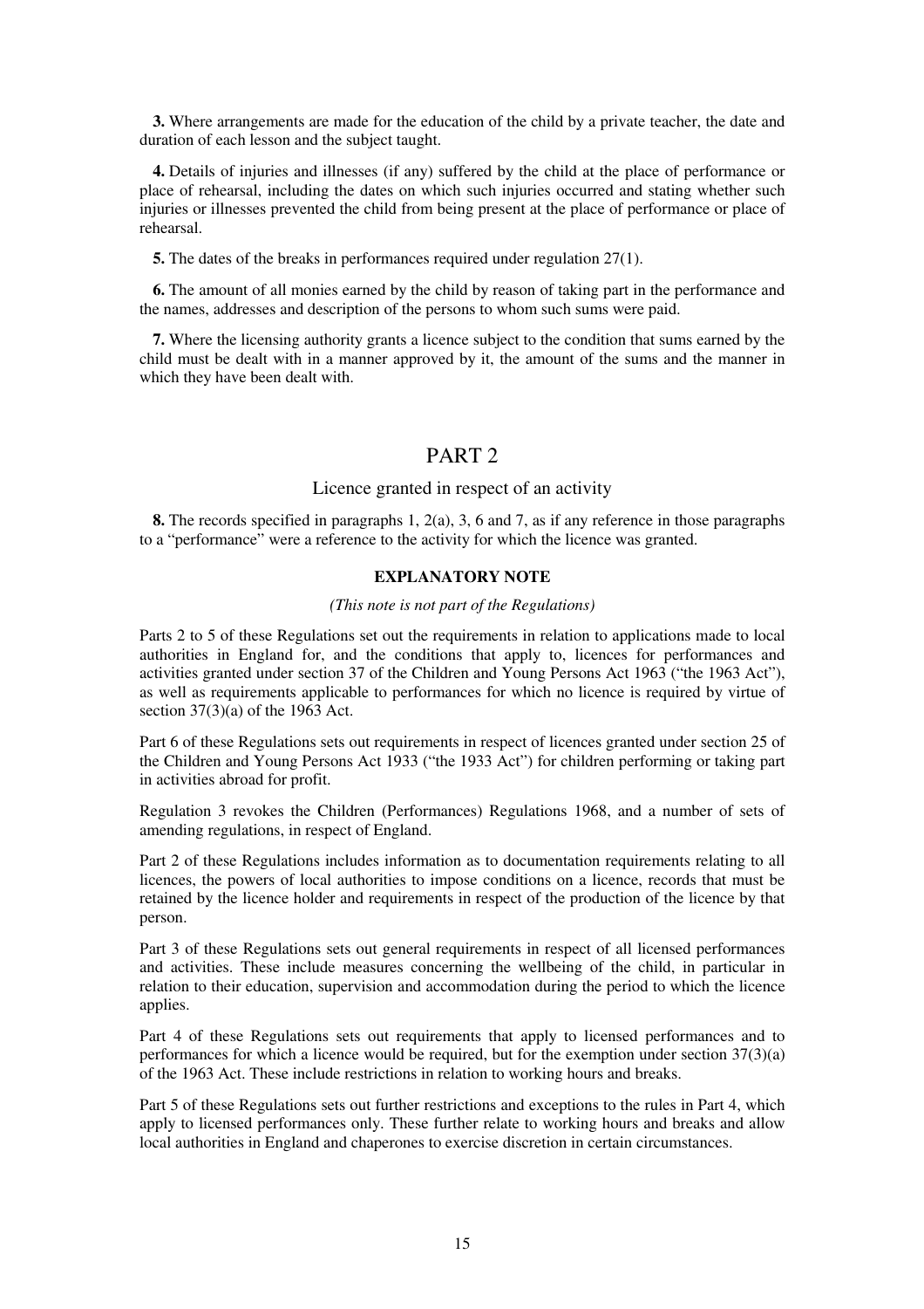**3.** Where arrangements are made for the education of the child by a private teacher, the date and duration of each lesson and the subject taught.

**4.** Details of injuries and illnesses (if any) suffered by the child at the place of performance or place of rehearsal, including the dates on which such injuries occurred and stating whether such injuries or illnesses prevented the child from being present at the place of performance or place of rehearsal.

**5.** The dates of the breaks in performances required under regulation 27(1).

**6.** The amount of all monies earned by the child by reason of taking part in the performance and the names, addresses and description of the persons to whom such sums were paid.

**7.** Where the licensing authority grants a licence subject to the condition that sums earned by the child must be dealt with in a manner approved by it, the amount of the sums and the manner in which they have been dealt with.

## PART 2

### Licence granted in respect of an activity

**8.** The records specified in paragraphs 1, 2(a), 3, 6 and 7, as if any reference in those paragraphs to a "performance" were a reference to the activity for which the licence was granted.

### EXPLANATORY NOTE

*(This note is not part of the Regulations)*

Parts 2 to 5 of these Regulations set out the requirements in relation to applications made to local authorities in England for, and the conditions that apply to, licences for performances and activities granted under section 37 of the Children and Young Persons Act 1963 ("the 1963 Act"), as well as requirements applicable to performances for which no licence is required by virtue of section 37(3)(a) of the 1963 Act.

Part 6 of these Regulations sets out requirements in respect of licences granted under section 25 of the Children and Young Persons Act 1933 ("the 1933 Act") for children performing or taking part in activities abroad for profit.

Regulation 3 revokes the Children (Performances) Regulations 1968, and a number of sets of amending regulations, in respect of England.

Part 2 of these Regulations includes information as to documentation requirements relating to all licences, the powers of local authorities to impose conditions on a licence, records that must be retained by the licence holder and requirements in respect of the production of the licence by that person.

Part 3 of these Regulations sets out general requirements in respect of all licensed performances and activities. These include measures concerning the wellbeing of the child, in particular in relation to their education, supervision and accommodation during the period to which the licence applies.

Part 4 of these Regulations sets out requirements that apply to licensed performances and to performances for which a licence would be required, but for the exemption under section 37(3)(a) of the 1963 Act. These include restrictions in relation to working hours and breaks.

Part 5 of these Regulations sets out further restrictions and exceptions to the rules in Part 4, which apply to licensed performances only. These further relate to working hours and breaks and allow local authorities in England and chaperones to exercise discretion in certain circumstances.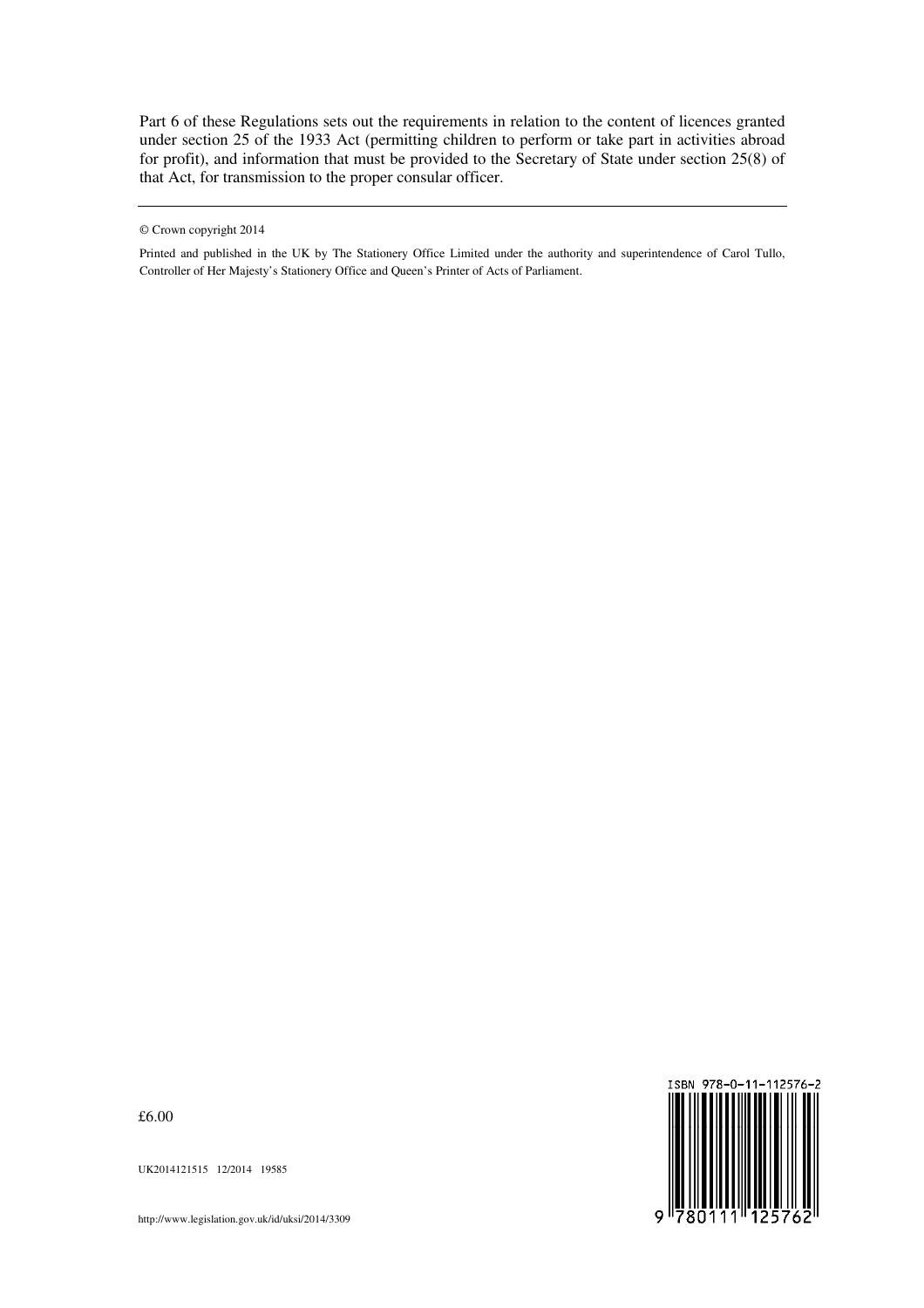Part 6 of these Regulations sets out the requirements in relation to the content of licences granted under section 25 of the 1933 Act (permitting children to perform or take part in activities abroad for profit), and information that must be provided to the Secretary of State under section 25(8) of that Act, for transmission to the proper consular officer.

---

© Crown copyright 2014

Printed and published in the UK by The Stationery Office Limited under the authority and superintendence of Carol Tullo, Controller of Her Majesty's Stationery Office and Queen's Printer of Acts of Parliament.

£6.00

UK2014121515 12/2014 19585

http://www.legislation.gov.uk/id/uksi/2014/3309

ISBN 978-0-11-112576-2